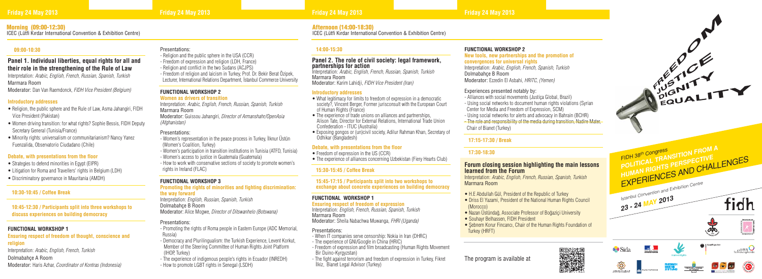## Morning (09:00-12:30)

ICEC (Lütfi Kırdar International Convention & Exhibition Centre)

### 09:00-10:30

### Panel 1. Individual liberties, equal rights for all and their role in the strengthening of the Rule of Law

Interpretation: *Arabic, English, French, Russian, Spanish, Turkish*

Marmara Room

Moderator: Dan Van Raemdonck, *FIDH Vice President (Belgium)*

#### Introductory addresses

- Religion, the public sphere and the Rule of Law, Asma Jahangiri, FIDH Vice President (Pakistan)
- Women driving transition: for what rights? Sophie Bessis, FIDH Deputy Secretary General (Tunisia/France)
- Minority rights: universalism or communitarianism? Nancy Yanez Fuenzalida, Observatorio Ciudadano (Chile)

#### Debate, with presentations from the floor

- Strategies to defend minorities in Egypt (EIPR)
- Litigation for Roma and Travellers' rights in Belgium (LDH)
- Discriminatory governance in Mauritania (AMDH)

### 10:30-10:45 / Coffee Break

### 10:45-12:30 / Participants split into three workshops to discuss experiences on building democracy

### FUNCTIONAL WORKSHOP 1

**Ensuring respect of freedom of thought, conscience and religion**

Interpretation: *Arabic, English, French, Turkish*

Dolmabahçe A Room

Moderator: Haris Azhar, *Coordinator of Kontras (Indonesia)*

Presentations:

- Religion and the public sphere in the USA (CCR)
- Freedom of expression and religion (LDH, France)
- Religion and conflict in the two Sudans (ACJPS)
- Freedom of religion and laicism in Turkey, Prof. Dr. Bekir Berat Özipek, Lecturer, International Relations Department, İstanbul Commerce University

### FUNCTIONAL WORKSHOP 2

**Women as drivers of transition**

Interpretation: *Arabic, English, French, Russian, Spanish, Turkish*

Marmara Room

Moderator: Guissou Jahangiri, *Director of Armanshahr/OpenAsia (Afghanistan)*

Presentations:

- Women's representation in the peace process in Turkey, İlknur Üstün (Women's Coalition, Turkey)
- Women's participation in transition institutions in Tunisia (ATFD, Tunisia)
- Women's access to justice in Guatemala (Guatemala)
- How to work with conservative sections of society to promote women's rights in Ireland (FLAC)

### FUNCTIONAL WORKSHOP 3

**Promoting the rights of minorities and fighting discrimination: the way forward**

Interpretation: *English, Russian, Spanish, Turkish*

Dolmabahçe B Room

Moderator: Alice Mogwe, *Director of Ditswanhelo (Botswana)*

Presentations:

- Promoting the rights of Roma people in Eastern Europe (ADC Memorial, Russia)
- Democracy and Plurilingualism: the Turkish Experience, Levent Korkut, Member of the Steering Committee of Human Rights Joint Platform (IHOP, Turkey)
- The experience of indigenous people's rights in Ecuador (INREDH)
- How to promote LGBT rights in Senegal (LSDH)

## Afternoon (14:00-18:30)

ICEC (Lütfi Kırdar International Convention & Exhibition Centre)

### 14:00-15:30

### Panel 2. The role of civil society: legal framework, partnerships for action

Interpretation: *Arabic, English, French, Russian, Spanish, Turkish*

Marmara Room

Moderator: Karim Lahidji, *FIDH Vice President (Iran)*

#### Introductory addresses

- What legitimacy for limits to freedom of expression in a democratic society?, Vincent Berger, Former jurisconsult with the European Court of Human Rights (France)
- The experience of trade unions on alliances and partnerships, Alison Tate, Director for External Relations, International Trade Union Confederation - ITUC (Australia)
- Exposing gongos or (un)civil society, Adilur Rahman Khan, Secretary of Odhikar (Bangladesh)

#### Debate, with presentations from the floor

- Freedom of expression in the US (CCR)
- The experience of alliances concerning Uzbekistan (Fiery Hearts Club)

### 15:30-15:45 / Coffee Break

### 15:45-17:15 / Participants split into two workshops to exchange about concrete experiences on building democracy

### FUNCTIONAL WORKSHOP 1

**Ensuring respect of freedom of expression**

Interpretation: *English, French, Russian, Spanish, Turkish*

Marmara Room

Moderator: Sheila Nabachwa Muwanga, *FHRI (Uganda)*

Presentations:

- When IT companies serve censorship: Nokia in Iran (DHRC)
- The experience of GNI/Google in China (HRIC)
- Freedom of expression and film broadcasting (Human Rights Movement Bir Duino-Kyrgyzstan)
- The fight against terrorism and freedom of expression in Turkey, Fikret İlkiz, Bianet Legal Advisor (Turkey)

### FUNCTIONAL WORKSHOP 2

**New tools, new partnerships and the promotion of convergences for universal rights**

Interpretation: *Arabic, English, French, Spanish, Turkish*

Dolmabahçe B Room

Moderator: Ezzedin El Asbahi, *HRITC, (Yemen)*

Experiences presented notably by:

- Alliances with social movements (Justiça Global, Brazil)
- Using social networks to document human rights violations (Syrian Center for Media and Freedom of Expression, SCM)
- Using social networks for alerts and advocacy in Bahrain (BCHR)
- ~~The role and responsibility of the media during transition, Nadire Mater,~~ Chair of Bianet (Turkey)

### 17:15-17:30 / Break

### 17:30-18:30

### Forum closing session highlighting the main lessons learned from the Forum

Interpretation: *Arabic, English, French, Russian, Spanish, Turkish*

Marmara Room

- H.E Abdullah Gül, President of the Republic of Turkey
- Driss El Yazami, President of the National Human Rights Council (Morocco)
- Nazan Üstündağ, Associate Professor of Boğaziçi University
- Souhayr Belhassen, FIDH President
- Şebnem Korur Fincancı, Chair of the Human Rights Foundation of Turkey (HRFT)

The program is available at

FREEDOM JUSTICE DIGNITY EQUALITY

FIDH 38th Congress

POLITICAL TRANSITION FROM A HUMAN RIGHTS PERSPECTIVE

EXPERIENCES AND CHALLENGES

Istanbul Convention and Exhibition Centre

23 - 24 MAY 2013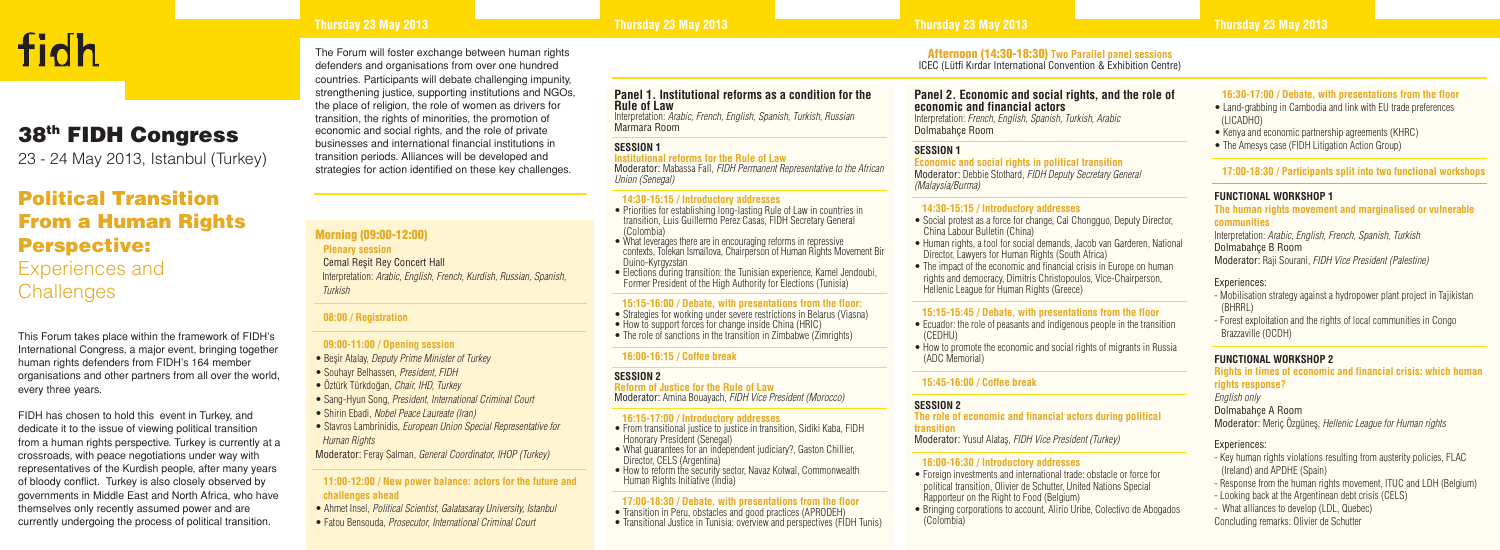fidh

# 38th FIDH Congress

23 - 24 May 2013, Istanbul (Turkey)

# Political Transition From a Human Rights Perspective:

## Experiences and Challenges

This Forum takes place within the framework of FIDH's International Congress, a major event, bringing together human rights defenders from FIDH's 164 member organisations and other partners from all over the world, every three years.

FIDH has chosen to hold this event in Turkey, and dedicate it to the issue of viewing political transition from a human rights perspective. Turkey is currently at a crossroads, with peace negotiations under way with representatives of the Kurdish people, after many years of bloody conflict. Turkey is also closely observed by governments in Middle East and North Africa, who have themselves only recently assumed power and are currently undergoing the process of political transition.

## Thursday 23 May 2013

The Forum will foster exchange between human rights defenders and organisations from over one hundred countries. Participants will debate challenging impunity, strengthening justice, supporting institutions and NGOs, the place of religion, the role of women as drivers for transition, the rights of minorities, the promotion of economic and social rights, and the role of private businesses and international financial institutions in transition periods. Alliances will be developed and strategies for action identified on these key challenges.

### Morning (09:00-12:00)

**Plenary session**

Cemal Reşit Rey Concert Hall

Interpretation: *Arabic, English, French, Kurdish, Russian, Spanish, Turkish*

#### 08:00 / Registration

#### 09:00-11:00 / Opening session

- Beşir Atalay, *Deputy Prime Minister of Turkey*
- Souhayr Belhassen, *President, FIDH*
- Öztürk Türkdoğan, *Chair, IHD, Turkey*
- Sang-Hyun Song, *President, International Criminal Court*
- Shirin Ebadi, *Nobel Peace Laureate (Iran)*
- Stavros Lambrinidis, *European Union Special Representative for Human Rights*

Moderator: Feray Salman, *General Coordinator, IHOP (Turkey)*

#### 11:00-12:00 / New power balance: actors for the future and challenges ahead

- Ahmet Insel, *Political Scientist, Galatasaray University, Istanbul*
- Fatou Bensouda, *Prosecutor, International Criminal Court*

### Afternoon (14:30-18:30) Two Parallel panel sessions

ICEC (Lütfi Kırdar International Convention & Exhibition Centre)

### Panel 1. Institutional reforms as a condition for the Rule of Law

Interpretation: *Arabic, French, English, Spanish, Turkish, Russian*

Marmara Room

#### SESSION 1

**Institutional reforms for the Rule of Law**

Moderator: Mabassa Fall, *FIDH Permanent Representative to the African Union (Senegal)*

##### 14:30-15:15 / Introductory addresses

- Priorities for establishing long-lasting Rule of Law in countries in transition, Luis Guillermo Perez Casas, FIDH Secretary General (Colombia)
- What leverages there are in encouraging reforms in repressive contexts, Tolekan Ismailova, Chairperson of Human Rights Movement Bir Duino-Kyrgyzstan
- Elections during transition: the Tunisian experience, Kamel Jendoubi, Former President of the High Authority for Elections (Tunisia)

##### 15:15-16:00 / Debate, with presentations from the floor:

- Strategies for working under severe restrictions in Belarus (Viasna)
- How to support forces for change inside China (HRIC)
- The role of sanctions in the transition in Zimbabwe (Zimrights)

##### 16:00-16:15 / Coffee break

#### SESSION 2

**Reform of Justice for the Rule of Law**

Moderator: Amina Bouayach, *FIDH Vice President (Morocco)*

##### 16:15-17:00 / Introductory addresses

- From transitional justice to justice in transition, Sidiki Kaba, FIDH Honorary President (Senegal)
- What guarantees for an independent judiciary?, Gaston Chillier, Director, CELS (Argentina)
- How to reform the security sector, Navaz Kotwal, Commonwealth Human Rights Initiative (India)

##### 17:00-18:30 / Debate, with presentations from the floor

- Transition in Peru, obstacles and good practices (APRODEH)
- Transitional Justice in Tunisia: overview and perspectives (FIDH Tunis)

### Panel 2. Economic and social rights, and the role of economic and financial actors

Interpretation: *French, English, Spanish, Turkish, Arabic*

Dolmabahçe Room

#### SESSION 1

**Economic and social rights in political transition**

Moderator: Debbie Stothard, *FIDH Deputy Secretary General (Malaysia/Burma)*

##### 14:30-15:15 / Introductory addresses

- Social protest as a force for change, Cai Chongguo, Deputy Director, China Labour Bulletin (China)
- Human rights, a tool for social demands, Jacob van Garderen, National Director, Lawyers for Human Rights (South Africa)
- The impact of the economic and financial crisis in Europe on human rights and democracy, Dimitris Christopoulos, Vice-Chairperson, Hellenic League for Human Rights (Greece)

##### 15:15-15:45 / Debate, with presentations from the floor

- Ecuador: the role of peasants and indigenous people in the transition (CEDHU)
- How to promote the economic and social rights of migrants in Russia (ADC Memorial)

##### 15:45-16:00 / Coffee break

#### SESSION 2

**The role of economic and financial actors during political transition**

Moderator: Yusuf Alataş, *FIDH Vice President (Turkey)*

##### 16:00-16:30 / Introductory addresses

- Foreign investments and international trade: obstacle or force for political transition, Olivier de Schutter, United Nations Special Rapporteur on the Right to Food (Belgium)
- Bringing corporations to account, Alirio Uribe, Colectivo de Abogados (Colombia)

##### 16:30-17:00 / Debate, with presentations from the floor

- Land-grabbing in Cambodia and link with EU trade preferences (LICADHO)
- Kenya and economic partnership agreements (KHRC)
- The Amesys case (FIDH Litigation Action Group)

##### 17:00-18:30 / Participants split into two functional workshops

#### FUNCTIONAL WORKSHOP 1

**The human rights movement and marginalised or vulnerable communities**

Interpretation: *Arabic, English, French, Spanish, Turkish*

Dolmabahçe B Room

Moderator: Raji Sourani, *FIDH Vice President (Palestine)*

Experiences:

- Mobilisation strategy against a hydropower plant project in Tajikistan (BHRRL)
- Forest exploitation and the rights of local communities in Congo Brazzaville (OCDH)

#### FUNCTIONAL WORKSHOP 2

**Rights in times of economic and financial crisis: which human rights response?**

*English only*

Dolmabahçe A Room

Moderator: Meriç Özgüneş, *Hellenic League for Human rights*

Experiences:

- Key human rights violations resulting from austerity policies, FLAC (Ireland) and APDHE (Spain)
- Response from the human rights movement, ITUC and LDH (Belgium)
- Looking back at the Argentinean debt crisis (CELS)
- What alliances to develop (LDL, Quebec)

Concluding remarks: Olivier de Schutter